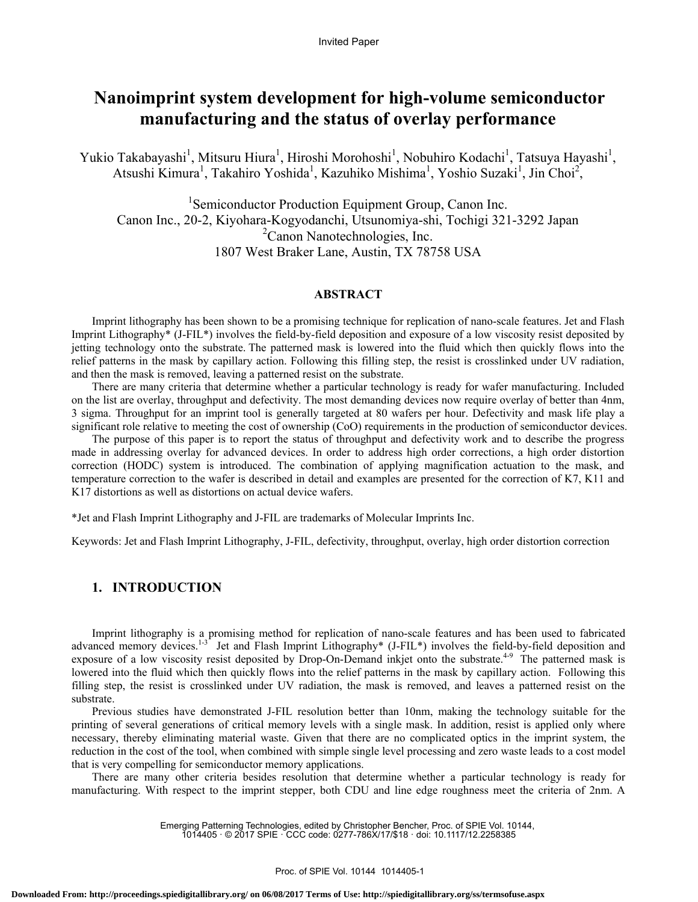Invited Paper

# Nanoimprint system development for high-volume semiconductor manufacturing and the status of overlay performance

Yukio Takabayashi[1], Mitsuru Hiura[1], Hiroshi Morohoshi[1], Nobuhiro Kodachi[1], Tatsuya Hayashi[1], Atsushi Kimura[1], Takahiro Yoshida[1], Kazuhiko Mishima[1], Yoshio Suzaki[1], Jin Choi[2],

[1]Semiconductor Production Equipment Group, Canon Inc.
Canon Inc., 20-2, Kiyohara-Kogyodanchi, Utsunomiya-shi, Tochigi 321-3292 Japan
[2]Canon Nanotechnologies, Inc.
1807 West Braker Lane, Austin, TX 78758 USA

## ABSTRACT

Imprint lithography has been shown to be a promising technique for replication of nano-scale features. Jet and Flash Imprint Lithography* (J-FIL*) involves the field-by-field deposition and exposure of a low viscosity resist deposited by jetting technology onto the substrate. The patterned mask is lowered into the fluid which then quickly flows into the relief patterns in the mask by capillary action. Following this filling step, the resist is crosslinked under UV radiation, and then the mask is removed, leaving a patterned resist on the substrate.

There are many criteria that determine whether a particular technology is ready for wafer manufacturing. Included on the list are overlay, throughput and defectivity. The most demanding devices now require overlay of better than 4nm, 3 sigma. Throughput for an imprint tool is generally targeted at 80 wafers per hour. Defectivity and mask life play a significant role relative to meeting the cost of ownership (CoO) requirements in the production of semiconductor devices.

The purpose of this paper is to report the status of throughput and defectivity work and to describe the progress made in addressing overlay for advanced devices. In order to address high order corrections, a high order distortion correction (HODC) system is introduced. The combination of applying magnification actuation to the mask, and temperature correction to the wafer is described in detail and examples are presented for the correction of K7, K11 and K17 distortions as well as distortions on actual device wafers.

*Jet and Flash Imprint Lithography and J-FIL are trademarks of Molecular Imprints Inc.

Keywords: Jet and Flash Imprint Lithography, J-FIL, defectivity, throughput, overlay, high order distortion correction

## 1. INTRODUCTION

Imprint lithography is a promising method for replication of nano-scale features and has been used to fabricated advanced memory devices.[1-3] Jet and Flash Imprint Lithography* (J-FIL*) involves the field-by-field deposition and exposure of a low viscosity resist deposited by Drop-On-Demand inkjet onto the substrate.[4-9] The patterned mask is lowered into the fluid which then quickly flows into the relief patterns in the mask by capillary action. Following this filling step, the resist is crosslinked under UV radiation, the mask is removed, and leaves a patterned resist on the substrate.

Previous studies have demonstrated J-FIL resolution better than 10nm, making the technology suitable for the printing of several generations of critical memory levels with a single mask. In addition, resist is applied only where necessary, thereby eliminating material waste. Given that there are no complicated optics in the imprint system, the reduction in the cost of the tool, when combined with simple single level processing and zero waste leads to a cost model that is very compelling for semiconductor memory applications.

There are many other criteria besides resolution that determine whether a particular technology is ready for manufacturing. With respect to the imprint stepper, both CDU and line edge roughness meet the criteria of 2nm. A

Emerging Patterning Technologies, edited by Christopher Bencher, Proc. of SPIE Vol. 10144, 1014405 · © 2017 SPIE · CCC code: 0277-786X/17/$18 · doi: 10.1117/12.2258385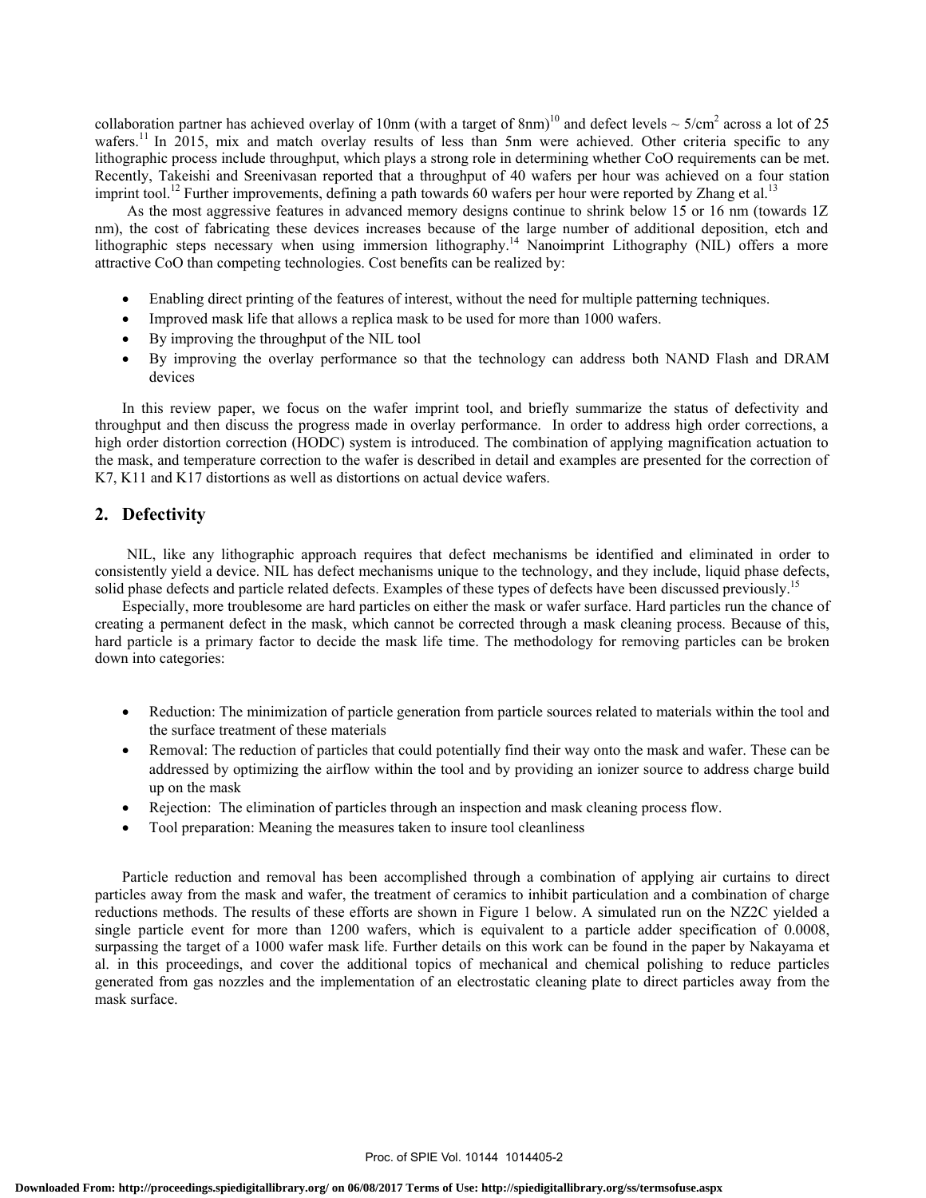collaboration partner has achieved overlay of 10nm (with a target of 8nm)[10] and defect levels ~ 5/cm$^2$ across a lot of 25 wafers.[11] In 2015, mix and match overlay results of less than 5nm were achieved. Other criteria specific to any lithographic process include throughput, which plays a strong role in determining whether CoO requirements can be met. Recently, Takeishi and Sreenivasan reported that a throughput of 40 wafers per hour was achieved on a four station imprint tool.[12] Further improvements, defining a path towards 60 wafers per hour were reported by Zhang et al.[13]

As the most aggressive features in advanced memory designs continue to shrink below 15 or 16 nm (towards 1Z nm), the cost of fabricating these devices increases because of the large number of additional deposition, etch and lithographic steps necessary when using immersion lithography.[14] Nanoimprint Lithography (NIL) offers a more attractive CoO than competing technologies. Cost benefits can be realized by:

- Enabling direct printing of the features of interest, without the need for multiple patterning techniques.
- Improved mask life that allows a replica mask to be used for more than 1000 wafers.
- By improving the throughput of the NIL tool
- By improving the overlay performance so that the technology can address both NAND Flash and DRAM devices

In this review paper, we focus on the wafer imprint tool, and briefly summarize the status of defectivity and throughput and then discuss the progress made in overlay performance. In order to address high order corrections, a high order distortion correction (HODC) system is introduced. The combination of applying magnification actuation to the mask, and temperature correction to the wafer is described in detail and examples are presented for the correction of K7, K11 and K17 distortions as well as distortions on actual device wafers.

## 2. Defectivity

NIL, like any lithographic approach requires that defect mechanisms be identified and eliminated in order to consistently yield a device. NIL has defect mechanisms unique to the technology, and they include, liquid phase defects, solid phase defects and particle related defects. Examples of these types of defects have been discussed previously.[15]

Especially, more troublesome are hard particles on either the mask or wafer surface. Hard particles run the chance of creating a permanent defect in the mask, which cannot be corrected through a mask cleaning process. Because of this, hard particle is a primary factor to decide the mask life time. The methodology for removing particles can be broken down into categories:

- Reduction: The minimization of particle generation from particle sources related to materials within the tool and the surface treatment of these materials
- Removal: The reduction of particles that could potentially find their way onto the mask and wafer. These can be addressed by optimizing the airflow within the tool and by providing an ionizer source to address charge build up on the mask
- Rejection: The elimination of particles through an inspection and mask cleaning process flow.
- Tool preparation: Meaning the measures taken to insure tool cleanliness

Particle reduction and removal has been accomplished through a combination of applying air curtains to direct particles away from the mask and wafer, the treatment of ceramics to inhibit particulation and a combination of charge reductions methods. The results of these efforts are shown in Figure 1 below. A simulated run on the NZ2C yielded a single particle event for more than 1200 wafers, which is equivalent to a particle adder specification of 0.0008, surpassing the target of a 1000 wafer mask life. Further details on this work can be found in the paper by Nakayama et al. in this proceedings, and cover the additional topics of mechanical and chemical polishing to reduce particles generated from gas nozzles and the implementation of an electrostatic cleaning plate to direct particles away from the mask surface.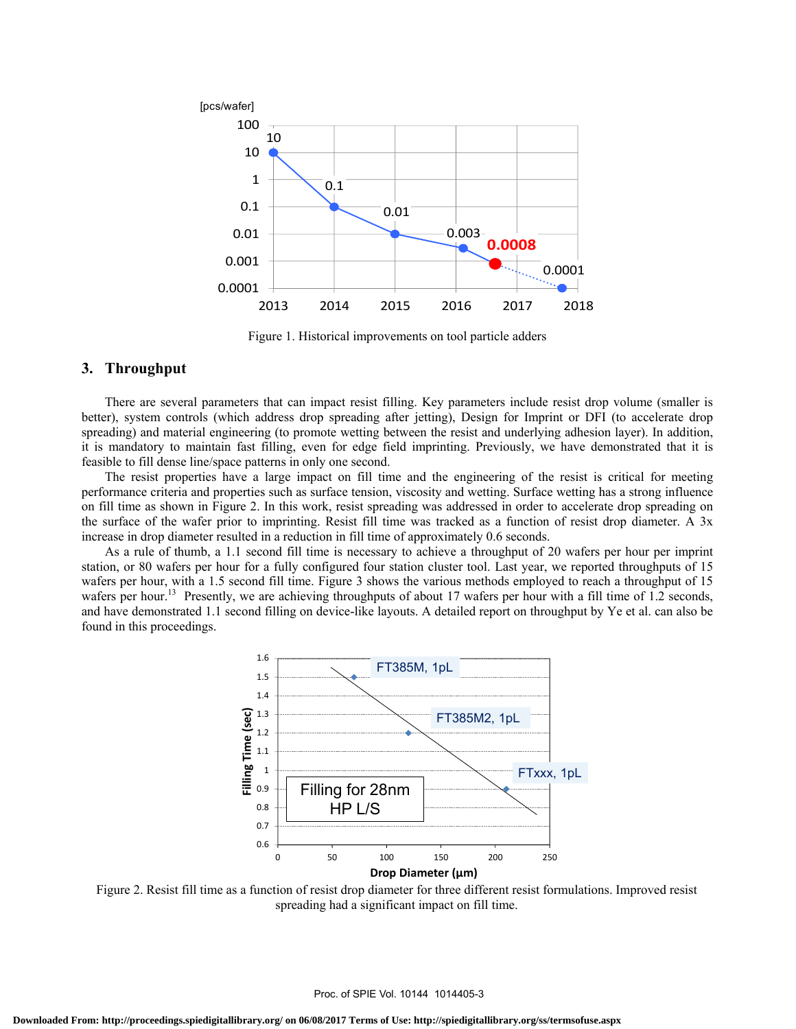Figure 1. Historical improvements on tool particle adders

## 3. Throughput

There are several parameters that can impact resist filling. Key parameters include resist drop volume (smaller is better), system controls (which address drop spreading after jetting), Design for Imprint or DFI (to accelerate drop spreading) and material engineering (to promote wetting between the resist and underlying adhesion layer). In addition, it is mandatory to maintain fast filling, even for edge field imprinting. Previously, we have demonstrated that it is feasible to fill dense line/space patterns in only one second.

The resist properties have a large impact on fill time and the engineering of the resist is critical for meeting performance criteria and properties such as surface tension, viscosity and wetting. Surface wetting has a strong influence on fill time as shown in Figure 2. In this work, resist spreading was addressed in order to accelerate drop spreading on the surface of the wafer prior to imprinting. Resist fill time was tracked as a function of resist drop diameter. A 3x increase in drop diameter resulted in a reduction in fill time of approximately 0.6 seconds.

As a rule of thumb, a 1.1 second fill time is necessary to achieve a throughput of 20 wafers per hour per imprint station, or 80 wafers per hour for a fully configured four station cluster tool. Last year, we reported throughputs of 15 wafers per hour, with a 1.5 second fill time. Figure 3 shows the various methods employed to reach a throughput of 15 wafers per hour.[13] Presently, we are achieving throughputs of about 17 wafers per hour with a fill time of 1.2 seconds, and have demonstrated 1.1 second filling on device-like layouts. A detailed report on throughput by Ye et al. can also be found in this proceedings.

Figure 2. Resist fill time as a function of resist drop diameter for three different resist formulations. Improved resist spreading had a significant impact on fill time.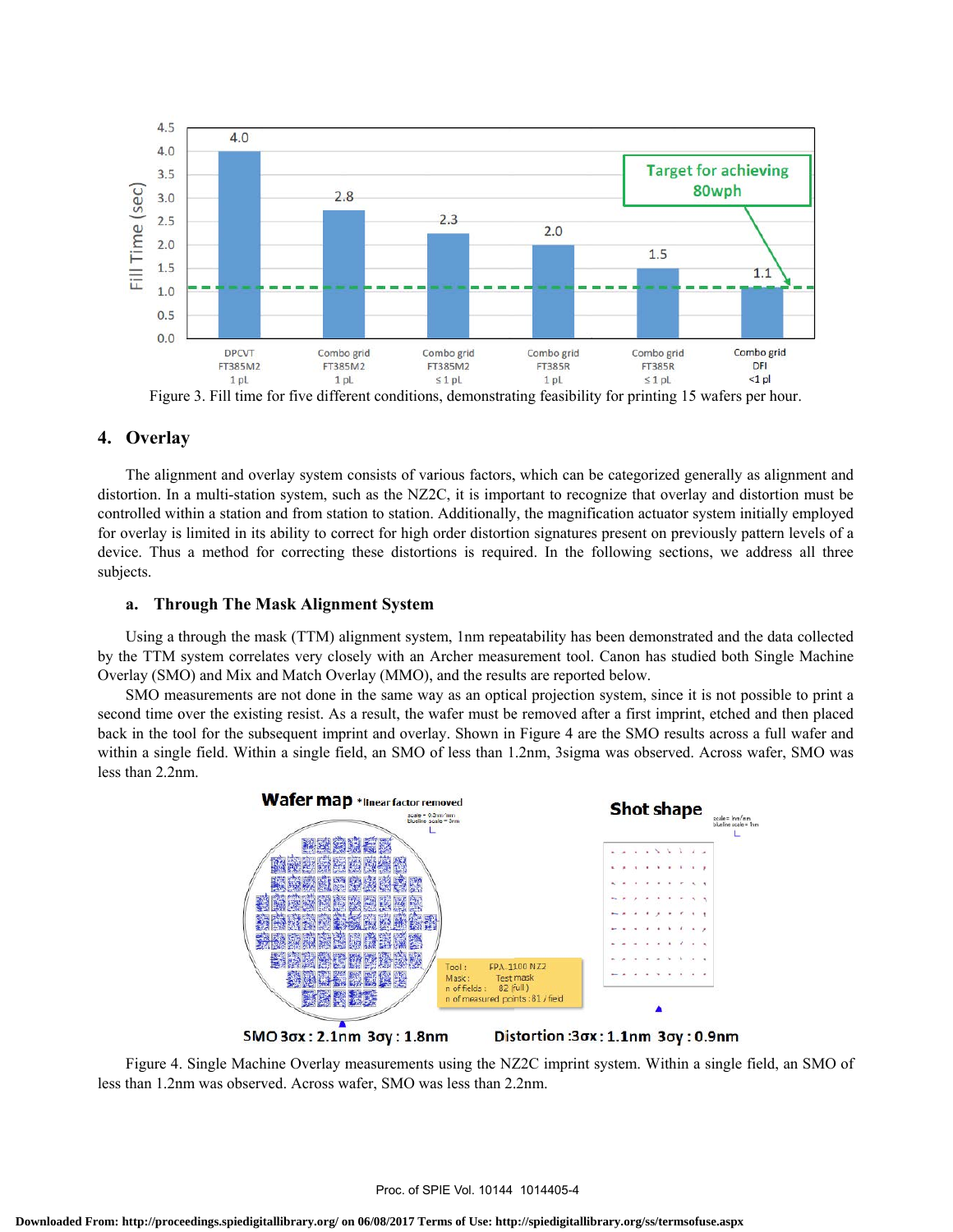Figure 3. Fill time for five different conditions, demonstrating feasibility for printing 15 wafers per hour.

## 4. Overlay

The alignment and overlay system consists of various factors, which can be categorized generally as alignment and distortion. In a multi-station system, such as the NZ2C, it is important to recognize that overlay and distortion must be controlled within a station and from station to station. Additionally, the magnification actuator system initially employed for overlay is limited in its ability to correct for high order distortion signatures present on previously pattern levels of a device. Thus a method for correcting these distortions is required. In the following sections, we address all three subjects.

### a. Through The Mask Alignment System

Using a through the mask (TTM) alignment system, 1nm repeatability has been demonstrated and the data collected by the TTM system correlates very closely with an Archer measurement tool. Canon has studied both Single Machine Overlay (SMO) and Mix and Match Overlay (MMO), and the results are reported below.

SMO measurements are not done in the same way as an optical projection system, since it is not possible to print a second time over the existing resist. As a result, the wafer must be removed after a first imprint, etched and then placed back in the tool for the subsequent imprint and overlay. Shown in Figure 4 are the SMO results across a full wafer and within a single field. Within a single field, an SMO of less than 1.2nm, 3sigma was observed. Across wafer, SMO was less than 2.2nm.

Figure 4. Single Machine Overlay measurements using the NZ2C imprint system. Within a single field, an SMO of less than 1.2nm was observed. Across wafer, SMO was less than 2.2nm.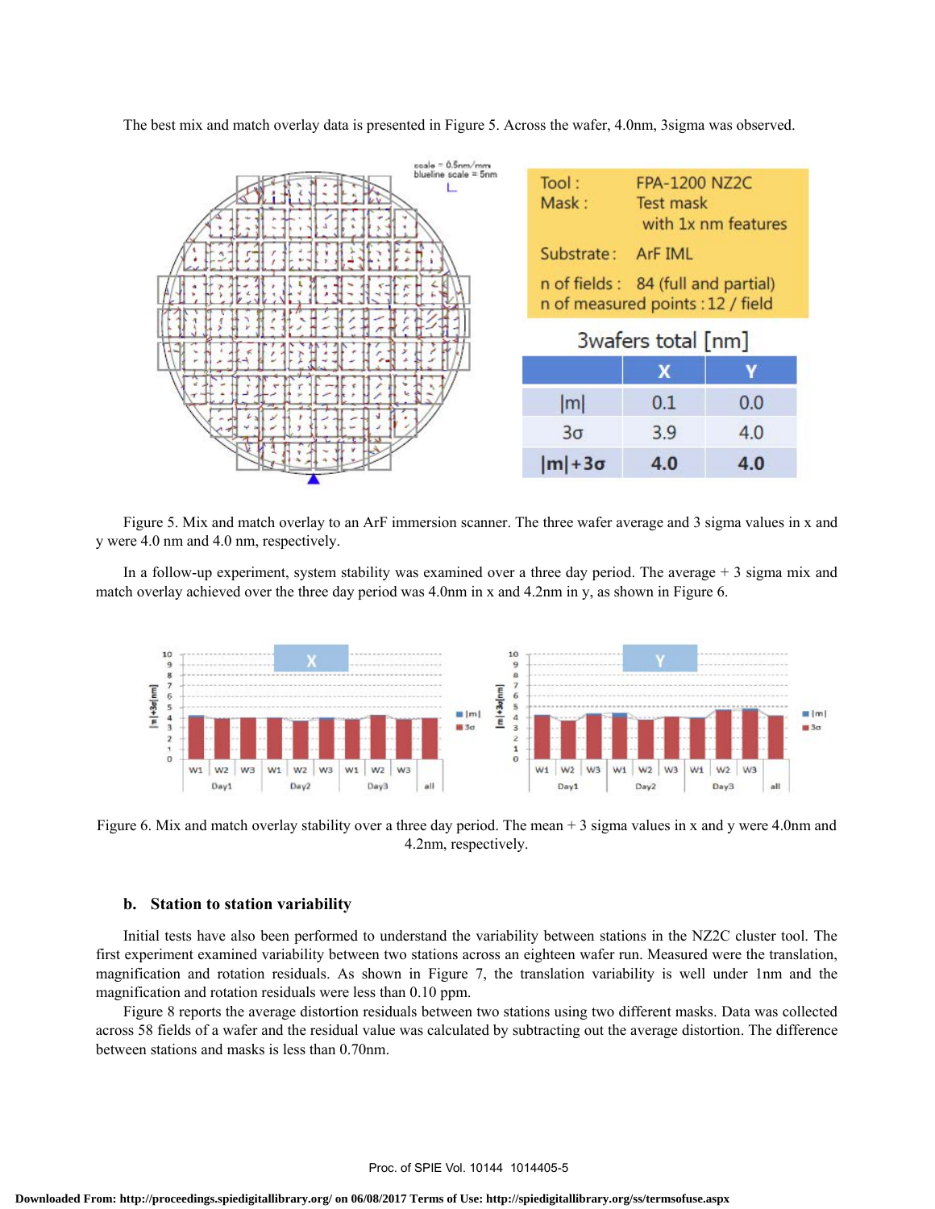The best mix and match overlay data is presented in Figure 5. Across the wafer, 4.0nm, 3sigma was observed.

| Tool : | FPA-1200 NZ2C |
|---|---|
| Mask : | Test mask with 1x nm features |
| Substrate : | ArF IML |
| n of fields : | 84 (full and partial) |
| n of measured points : | 12 / field |

3wafers total [nm]

| | X | Y |
|---|---|---|
| \|m\| | 0.1 | 0.0 |
| 3σ | 3.9 | 4.0 |
| **\|m\|+3σ** | **4.0** | **4.0** |

Figure 5. Mix and match overlay to an ArF immersion scanner. The three wafer average and 3 sigma values in x and y were 4.0 nm and 4.0 nm, respectively.

In a follow-up experiment, system stability was examined over a three day period. The average + 3 sigma mix and match overlay achieved over the three day period was 4.0nm in x and 4.2nm in y, as shown in Figure 6.

Figure 6. Mix and match overlay stability over a three day period. The mean + 3 sigma values in x and y were 4.0nm and 4.2nm, respectively.

### b. Station to station variability

Initial tests have also been performed to understand the variability between stations in the NZ2C cluster tool. The first experiment examined variability between two stations across an eighteen wafer run. Measured were the translation, magnification and rotation residuals. As shown in Figure 7, the translation variability is well under 1nm and the magnification and rotation residuals were less than 0.10 ppm.

Figure 8 reports the average distortion residuals between two stations using two different masks. Data was collected across 58 fields of a wafer and the residual value was calculated by subtracting out the average distortion. The difference between stations and masks is less than 0.70nm.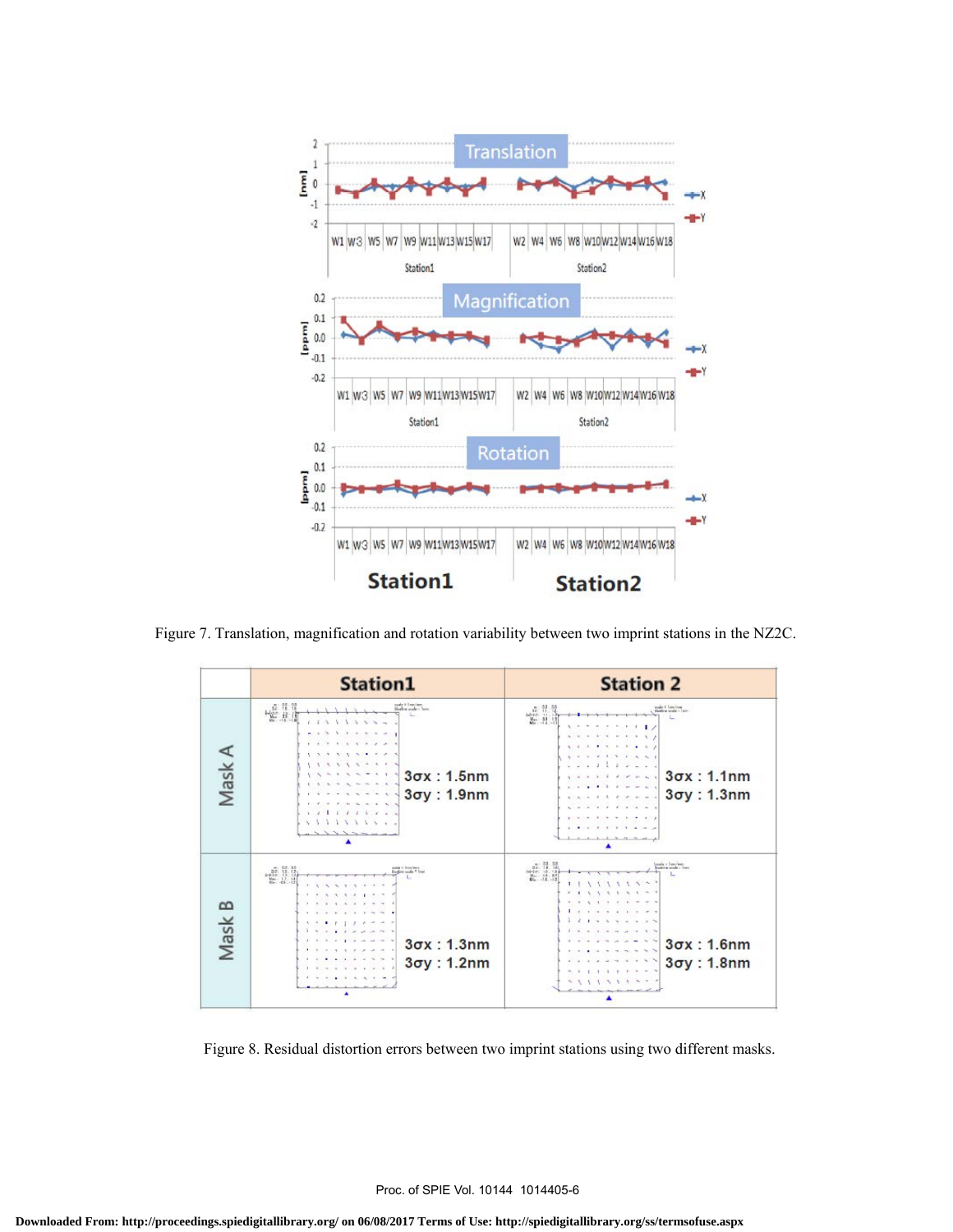Figure 7. Translation, magnification and rotation variability between two imprint stations in the NZ2C.

Figure 8. Residual distortion errors between two imprint stations using two different masks.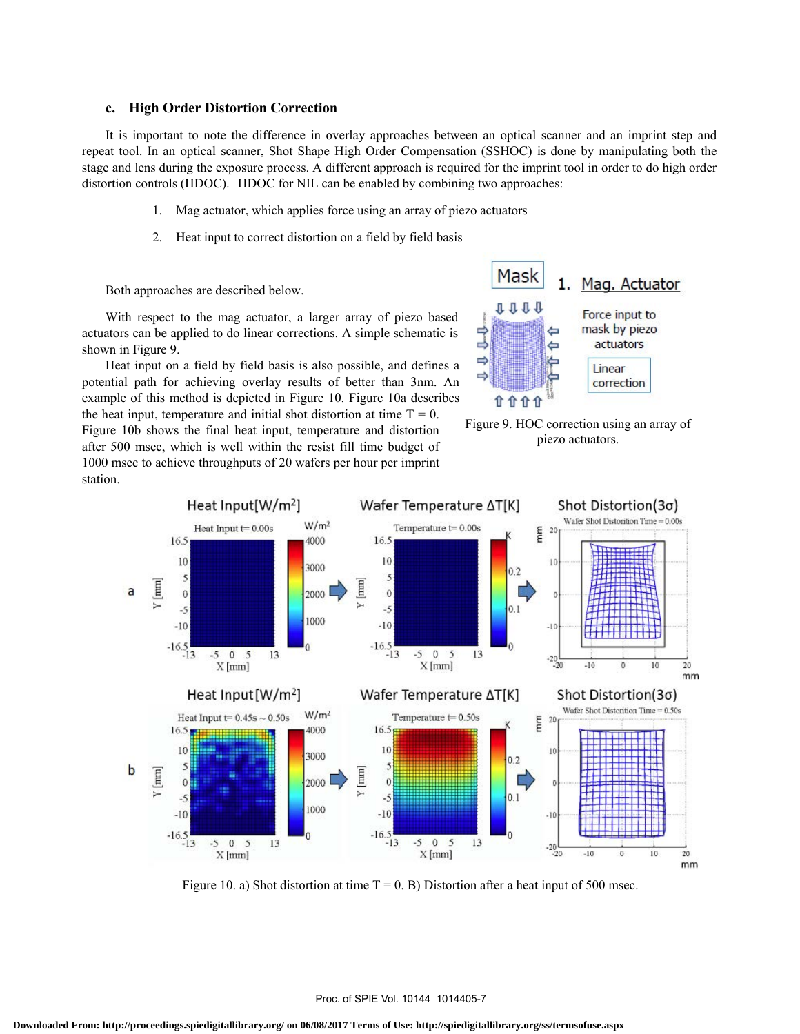### c. High Order Distortion Correction

It is important to note the difference in overlay approaches between an optical scanner and an imprint step and repeat tool. In an optical scanner, Shot Shape High Order Compensation (SSHOC) is done by manipulating both the stage and lens during the exposure process. A different approach is required for the imprint tool in order to do high order distortion controls (HDOC). HDOC for NIL can be enabled by combining two approaches:

1. Mag actuator, which applies force using an array of piezo actuators
2. Heat input to correct distortion on a field by field basis

Both approaches are described below.

With respect to the mag actuator, a larger array of piezo based actuators can be applied to do linear corrections. A simple schematic is shown in Figure 9.

Heat input on a field by field basis is also possible, and defines a potential path for achieving overlay results of better than 3nm. An example of this method is depicted in Figure 10. Figure 10a describes the heat input, temperature and initial shot distortion at time T = 0. Figure 10b shows the final heat input, temperature and distortion after 500 msec, which is well within the resist fill time budget of 1000 msec to achieve throughputs of 20 wafers per hour per imprint station.

Figure 9. HOC correction using an array of piezo actuators.

Figure 10. a) Shot distortion at time T = 0. B) Distortion after a heat input of 500 msec.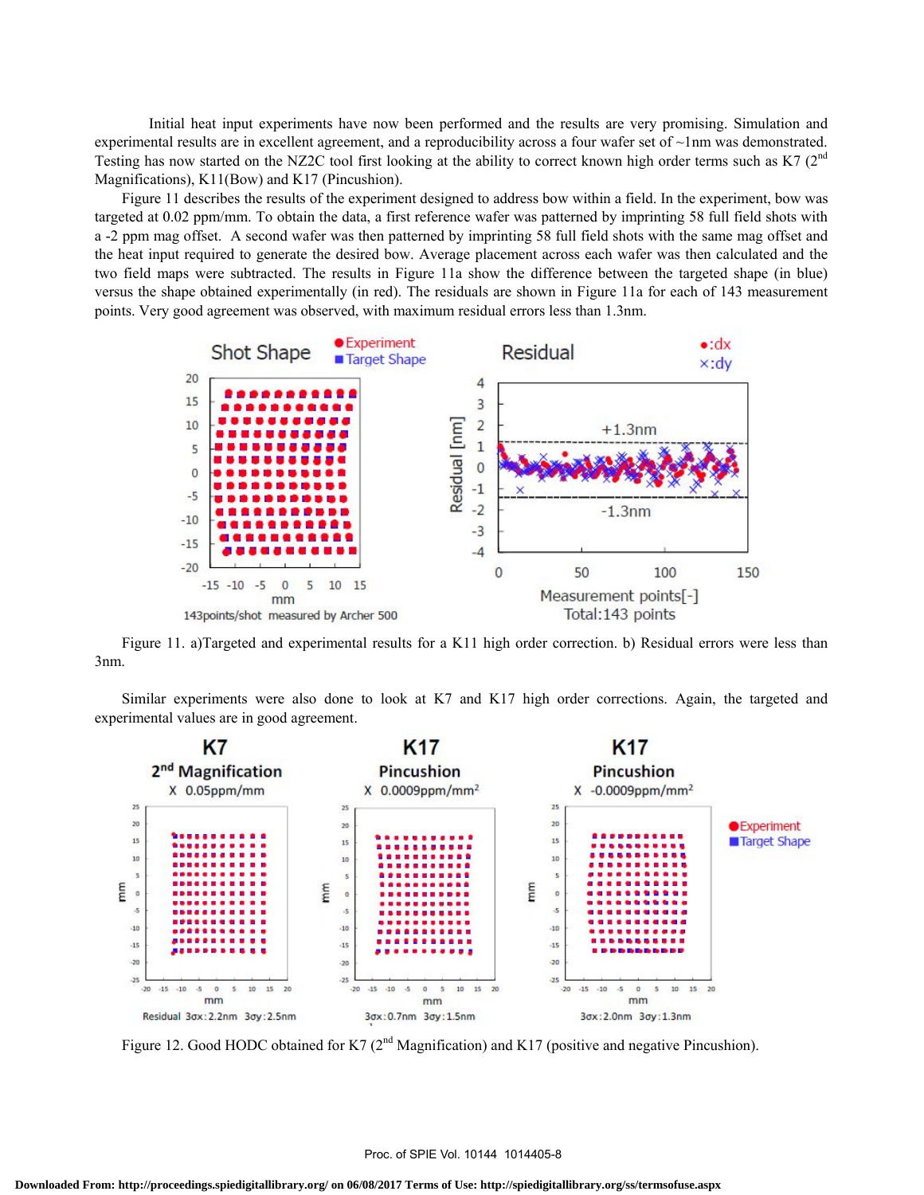Initial heat input experiments have now been performed and the results are very promising. Simulation and experimental results are in excellent agreement, and a reproducibility across a four wafer set of ~1nm was demonstrated. Testing has now started on the NZ2C tool first looking at the ability to correct known high order terms such as K7 (2nd Magnifications), K11(Bow) and K17 (Pincushion).

Figure 11 describes the results of the experiment designed to address bow within a field. In the experiment, bow was targeted at 0.02 ppm/mm. To obtain the data, a first reference wafer was patterned by imprinting 58 full field shots with a -2 ppm mag offset. A second wafer was then patterned by imprinting 58 full field shots with the same mag offset and the heat input required to generate the desired bow. Average placement across each wafer was then calculated and the two field maps were subtracted. The results in Figure 11a show the difference between the targeted shape (in blue) versus the shape obtained experimentally (in red). The residuals are shown in Figure 11a for each of 143 measurement points. Very good agreement was observed, with maximum residual errors less than 1.3nm.

Figure 11. a)Targeted and experimental results for a K11 high order correction. b) Residual errors were less than 3nm.

Similar experiments were also done to look at K7 and K17 high order corrections. Again, the targeted and experimental values are in good agreement.

Figure 12. Good HODC obtained for K7 (2nd Magnification) and K17 (positive and negative Pincushion).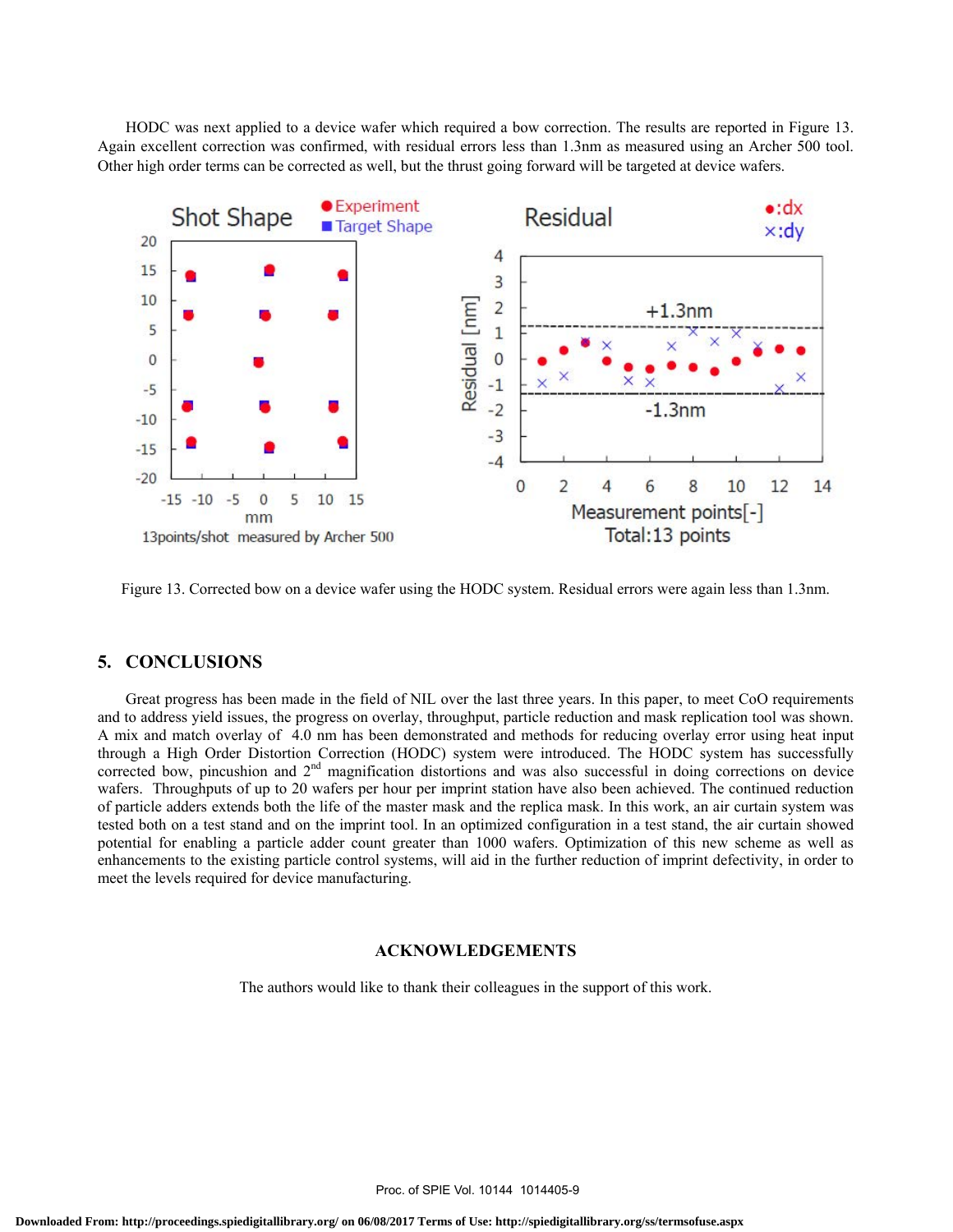HODC was next applied to a device wafer which required a bow correction. The results are reported in Figure 13. Again excellent correction was confirmed, with residual errors less than 1.3nm as measured using an Archer 500 tool. Other high order terms can be corrected as well, but the thrust going forward will be targeted at device wafers.

Figure 13. Corrected bow on a device wafer using the HODC system. Residual errors were again less than 1.3nm.

## 5. CONCLUSIONS

Great progress has been made in the field of NIL over the last three years. In this paper, to meet CoO requirements and to address yield issues, the progress on overlay, throughput, particle reduction and mask replication tool was shown. A mix and match overlay of 4.0 nm has been demonstrated and methods for reducing overlay error using heat input through a High Order Distortion Correction (HODC) system were introduced. The HODC system has successfully corrected bow, pincushion and 2[nd] magnification distortions and was also successful in doing corrections on device wafers. Throughputs of up to 20 wafers per hour per imprint station have also been achieved. The continued reduction of particle adders extends both the life of the master mask and the replica mask. In this work, an air curtain system was tested both on a test stand and on the imprint tool. In an optimized configuration in a test stand, the air curtain showed potential for enabling a particle adder count greater than 1000 wafers. Optimization of this new scheme as well as enhancements to the existing particle control systems, will aid in the further reduction of imprint defectivity, in order to meet the levels required for device manufacturing.

## ACKNOWLEDGEMENTS

The authors would like to thank their colleagues in the support of this work.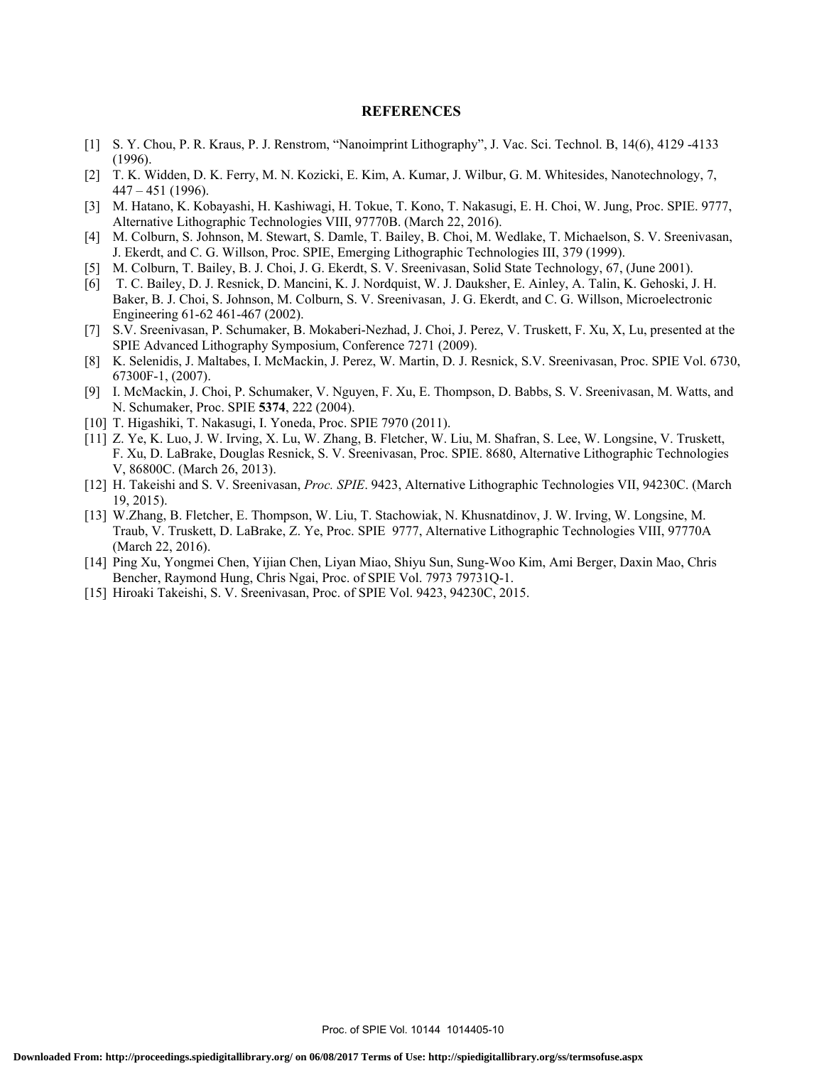## REFERENCES

[1] S. Y. Chou, P. R. Kraus, P. J. Renstrom, "Nanoimprint Lithography", J. Vac. Sci. Technol. B, 14(6), 4129 -4133 (1996).

[2] T. K. Widden, D. K. Ferry, M. N. Kozicki, E. Kim, A. Kumar, J. Wilbur, G. M. Whitesides, Nanotechnology, 7, 447 – 451 (1996).

[3] M. Hatano, K. Kobayashi, H. Kashiwagi, H. Tokue, T. Kono, T. Nakasugi, E. H. Choi, W. Jung, Proc. SPIE. 9777, Alternative Lithographic Technologies VIII, 97770B. (March 22, 2016).

[4] M. Colburn, S. Johnson, M. Stewart, S. Damle, T. Bailey, B. Choi, M. Wedlake, T. Michaelson, S. V. Sreenivasan, J. Ekerdt, and C. G. Willson, Proc. SPIE, Emerging Lithographic Technologies III, 379 (1999).

[5] M. Colburn, T. Bailey, B. J. Choi, J. G. Ekerdt, S. V. Sreenivasan, Solid State Technology, 67, (June 2001).

[6] T. C. Bailey, D. J. Resnick, D. Mancini, K. J. Nordquist, W. J. Dauksher, E. Ainley, A. Talin, K. Gehoski, J. H. Baker, B. J. Choi, S. Johnson, M. Colburn, S. V. Sreenivasan, J. G. Ekerdt, and C. G. Willson, Microelectronic Engineering 61-62 461-467 (2002).

[7] S.V. Sreenivasan, P. Schumaker, B. Mokaberi-Nezhad, J. Choi, J. Perez, V. Truskett, F. Xu, X, Lu, presented at the SPIE Advanced Lithography Symposium, Conference 7271 (2009).

[8] K. Selenidis, J. Maltabes, I. McMackin, J. Perez, W. Martin, D. J. Resnick, S.V. Sreenivasan, Proc. SPIE Vol. 6730, 67300F-1, (2007).

[9] I. McMackin, J. Choi, P. Schumaker, V. Nguyen, F. Xu, E. Thompson, D. Babbs, S. V. Sreenivasan, M. Watts, and N. Schumaker, Proc. SPIE **5374**, 222 (2004).

[10] T. Higashiki, T. Nakasugi, I. Yoneda, Proc. SPIE 7970 (2011).

[11] Z. Ye, K. Luo, J. W. Irving, X. Lu, W. Zhang, B. Fletcher, W. Liu, M. Shafran, S. Lee, W. Longsine, V. Truskett, F. Xu, D. LaBrake, Douglas Resnick, S. V. Sreenivasan, Proc. SPIE. 8680, Alternative Lithographic Technologies V, 86800C. (March 26, 2013).

[12] H. Takeishi and S. V. Sreenivasan, *Proc. SPIE*. 9423, Alternative Lithographic Technologies VII, 94230C. (March 19, 2015).

[13] W.Zhang, B. Fletcher, E. Thompson, W. Liu, T. Stachowiak, N. Khusnatdinov, J. W. Irving, W. Longsine, M. Traub, V. Truskett, D. LaBrake, Z. Ye, Proc. SPIE 9777, Alternative Lithographic Technologies VIII, 97770A (March 22, 2016).

[14] Ping Xu, Yongmei Chen, Yijian Chen, Liyan Miao, Shiyu Sun, Sung-Woo Kim, Ami Berger, Daxin Mao, Chris Bencher, Raymond Hung, Chris Ngai, Proc. of SPIE Vol. 7973 79731Q-1.

[15] Hiroaki Takeishi, S. V. Sreenivasan, Proc. of SPIE Vol. 9423, 94230C, 2015.